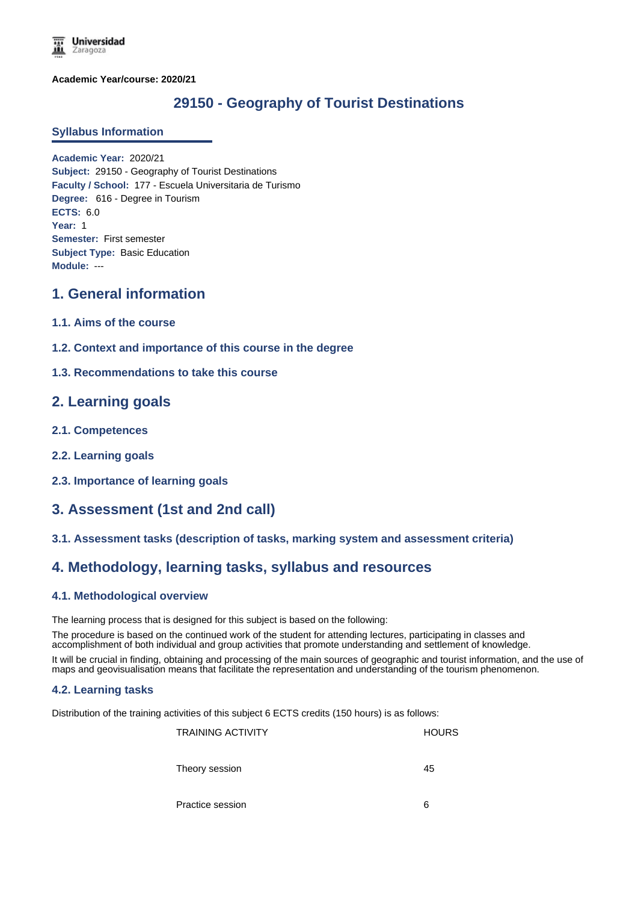**Academic Year/course: 2020/21**

# 29150 - Geography of Tourist Destinations

## Syllabus Information

**Academic Year:** 2020/21
**Subject:** 29150 - Geography of Tourist Destinations
**Faculty / School:** 177 - Escuela Universitaria de Turismo
**Degree:** 616 - Degree in Tourism
**ECTS:** 6.0
**Year:** 1
**Semester:** First semester
**Subject Type:** Basic Education
**Module:** ---

## 1. General information

### 1.1. Aims of the course

### 1.2. Context and importance of this course in the degree

### 1.3. Recommendations to take this course

## 2. Learning goals

### 2.1. Competences

### 2.2. Learning goals

### 2.3. Importance of learning goals

## 3. Assessment (1st and 2nd call)

### 3.1. Assessment tasks (description of tasks, marking system and assessment criteria)

## 4. Methodology, learning tasks, syllabus and resources

### 4.1. Methodological overview

The learning process that is designed for this subject is based on the following:

The procedure is based on the continued work of the student for attending lectures, participating in classes and accomplishment of both individual and group activities that promote understanding and settlement of knowledge.

It will be crucial in finding, obtaining and processing of the main sources of geographic and tourist information, and the use of maps and geovisualisation means that facilitate the representation and understanding of the tourism phenomenon.

### 4.2. Learning tasks

Distribution of the training activities of this subject 6 ECTS credits (150 hours) is as follows:

| TRAINING ACTIVITY | HOURS |
| --- | --- |
| Theory session | 45 |
| Practice session | 6 |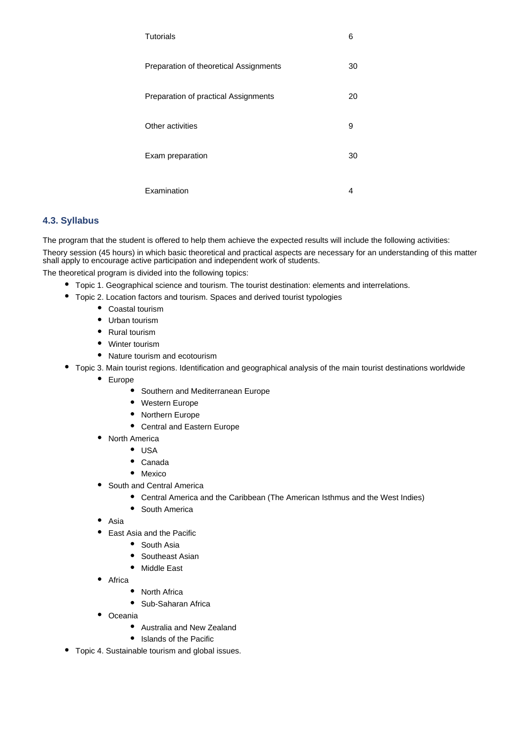| | |
|---|---|
| Tutorials | 6 |
| Preparation of theoretical Assignments | 30 |
| Preparation of practical Assignments | 20 |
| Other activities | 9 |
| Exam preparation | 30 |
| Examination | 4 |

### 4.3. Syllabus

The program that the student is offered to help them achieve the expected results will include the following activities:

Theory session (45 hours) in which basic theoretical and practical aspects are necessary for an understanding of this matter shall apply to encourage active participation and independent work of students.

The theoretical program is divided into the following topics:

- Topic 1. Geographical science and tourism. The tourist destination: elements and interrelations.
- Topic 2. Location factors and tourism. Spaces and derived tourist typologies
  - Coastal tourism
  - Urban tourism
  - Rural tourism
  - Winter tourism
  - Nature tourism and ecotourism
- Topic 3. Main tourist regions. Identification and geographical analysis of the main tourist destinations worldwide
  - Europe
    - Southern and Mediterranean Europe
    - Western Europe
    - Northern Europe
    - Central and Eastern Europe
  - North America
    - USA
    - Canada
    - Mexico
  - South and Central America
    - Central America and the Caribbean (The American Isthmus and the West Indies)
    - South America
  - Asia
  - East Asia and the Pacific
    - South Asia
    - Southeast Asian
    - Middle East
  - Africa
    - North Africa
    - Sub-Saharan Africa
  - Oceania
    - Australia and New Zealand
    - Islands of the Pacific
- Topic 4. Sustainable tourism and global issues.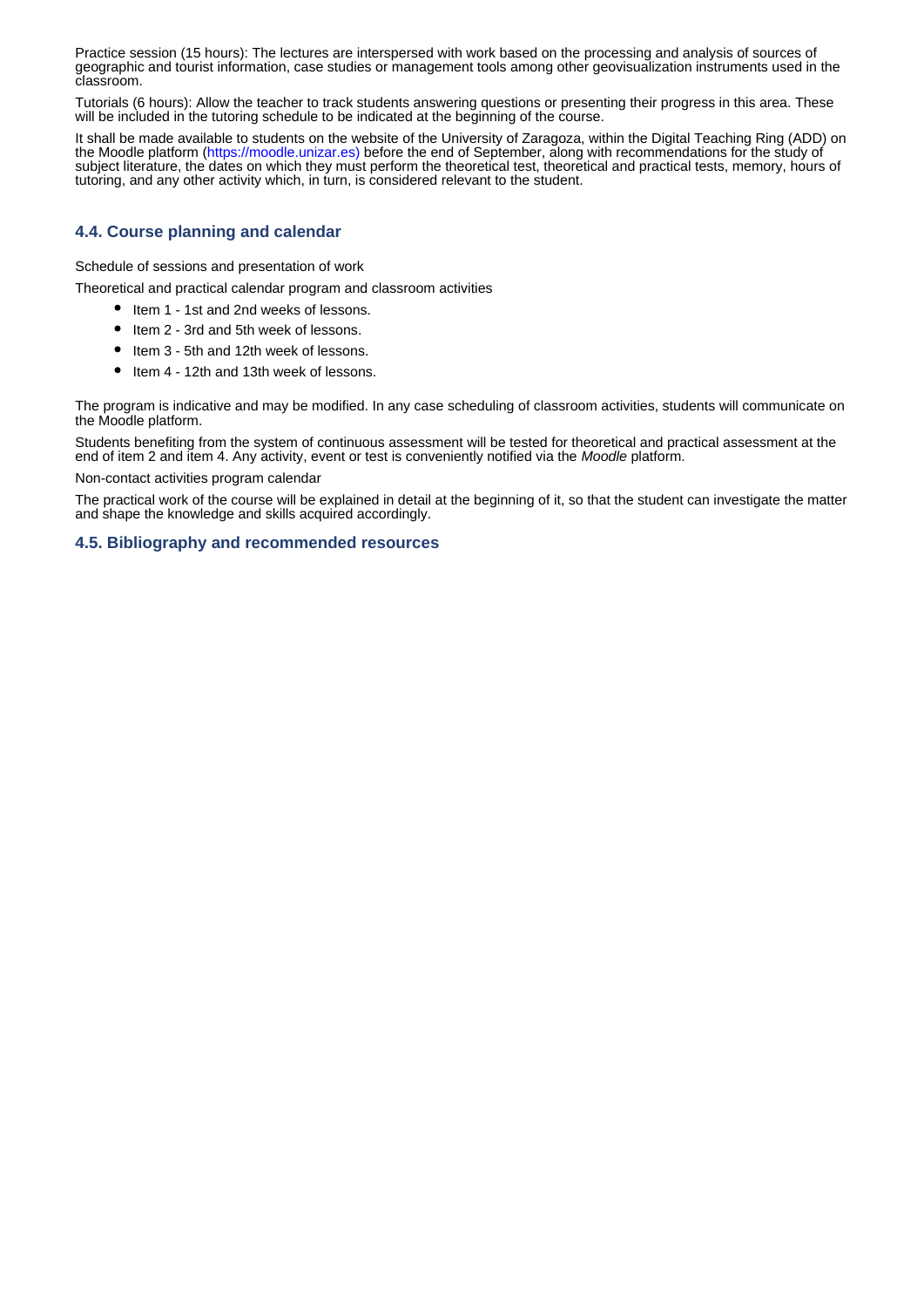Practice session (15 hours): The lectures are interspersed with work based on the processing and analysis of sources of geographic and tourist information, case studies or management tools among other geovisualization instruments used in the classroom.

Tutorials (6 hours): Allow the teacher to track students answering questions or presenting their progress in this area. These will be included in the tutoring schedule to be indicated at the beginning of the course.

It shall be made available to students on the website of the University of Zaragoza, within the Digital Teaching Ring (ADD) on the Moodle platform (https://moodle.unizar.es) before the end of September, along with recommendations for the study of subject literature, the dates on which they must perform the theoretical test, theoretical and practical tests, memory, hours of tutoring, and any other activity which, in turn, is considered relevant to the student.

### 4.4. Course planning and calendar

Schedule of sessions and presentation of work

Theoretical and practical calendar program and classroom activities

- Item 1 - 1st and 2nd weeks of lessons.
- Item 2 - 3rd and 5th week of lessons.
- Item 3 - 5th and 12th week of lessons.
- Item 4 - 12th and 13th week of lessons.

The program is indicative and may be modified. In any case scheduling of classroom activities, students will communicate on the Moodle platform.

Students benefiting from the system of continuous assessment will be tested for theoretical and practical assessment at the end of item 2 and item 4. Any activity, event or test is conveniently notified via the *Moodle* platform.

Non-contact activities program calendar

The practical work of the course will be explained in detail at the beginning of it, so that the student can investigate the matter and shape the knowledge and skills acquired accordingly.

### 4.5. Bibliography and recommended resources